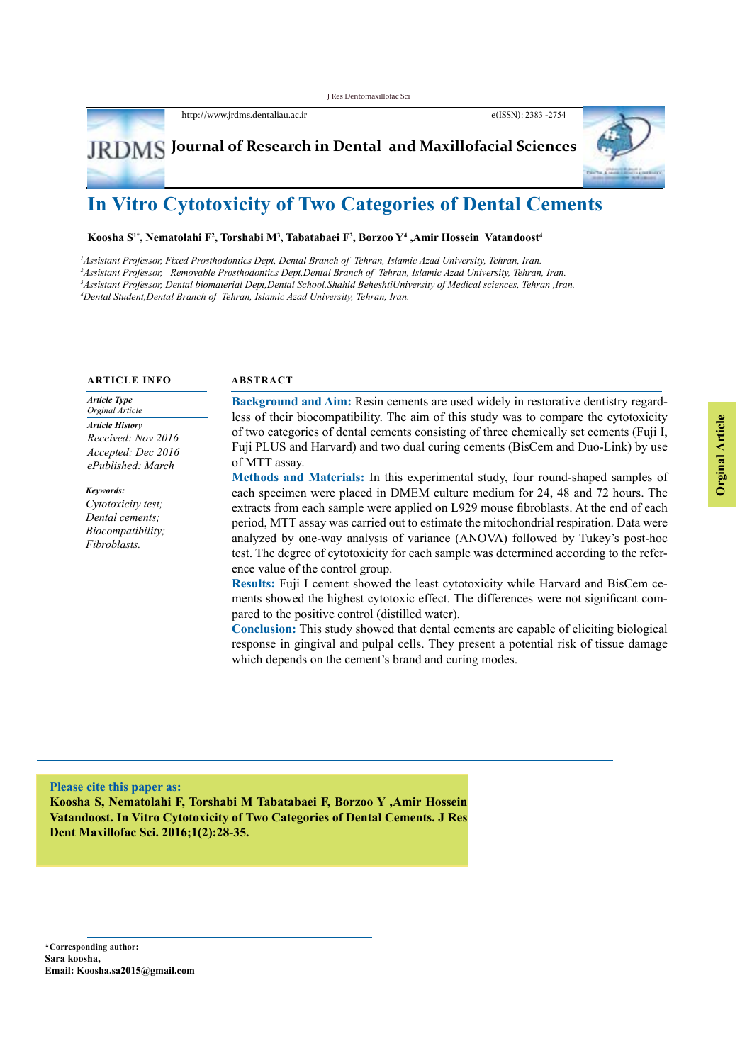# In Vitro Cytotoxicity of Two Categories of Dental Cements

**Koosha S[1*], Nematolahi F[2], Torshabi M[3], Tabatabaei F[3], Borzoo Y[4] ,Amir Hossein Vatandoost[4]**

*[1]Assistant Professor, Fixed Prosthodontics Dept, Dental Branch of Tehran, Islamic Azad University, Tehran, Iran.*
*[2]Assistant Professor, Removable Prosthodontics Dept,Dental Branch of Tehran, Islamic Azad University, Tehran, Iran.*
*[3]Assistant Professor, Dental biomaterial Dept,Dental School,Shahid BeheshtiUniversity of Medical sciences, Tehran ,Iran.*
*[4]Dental Student,Dental Branch of Tehran, Islamic Azad University, Tehran, Iran.*

## ARTICLE INFO

***Article Type***
*Orginal Article*

***Article History***
*Received: Nov 2016*
*Accepted: Dec 2016*
*ePublished: March*

***Keywords:***
*Cytotoxicity test;*
*Dental cements;*
*Biocompatibility;*
*Fibroblasts.*

## ABSTRACT

**Background and Aim:** Resin cements are used widely in restorative dentistry regardless of their biocompatibility. The aim of this study was to compare the cytotoxicity of two categories of dental cements consisting of three chemically set cements (Fuji I, Fuji PLUS and Harvard) and two dual curing cements (BisCem and Duo-Link) by use of MTT assay.

**Methods and Materials:** In this experimental study, four round-shaped samples of each specimen were placed in DMEM culture medium for 24, 48 and 72 hours. The extracts from each sample were applied on L929 mouse fibroblasts. At the end of each period, MTT assay was carried out to estimate the mitochondrial respiration. Data were analyzed by one-way analysis of variance (ANOVA) followed by Tukey's post-hoc test. The degree of cytotoxicity for each sample was determined according to the reference value of the control group.

**Results:** Fuji I cement showed the least cytotoxicity while Harvard and BisCem cements showed the highest cytotoxic effect. The differences were not significant compared to the positive control (distilled water).

**Conclusion:** This study showed that dental cements are capable of eliciting biological response in gingival and pulpal cells. They present a potential risk of tissue damage which depends on the cement's brand and curing modes.

**Please cite this paper as:**
**Koosha S, Nematolahi F, Torshabi M Tabatabaei F, Borzoo Y ,Amir Hossein Vatandoost. In Vitro Cytotoxicity of Two Categories of Dental Cements. J Res Dent Maxillofac Sci. 2016;1(2):28-35.**

**\*Corresponding author:**
**Sara koosha,**
**Email: Koosha.sa2015@gmail.com**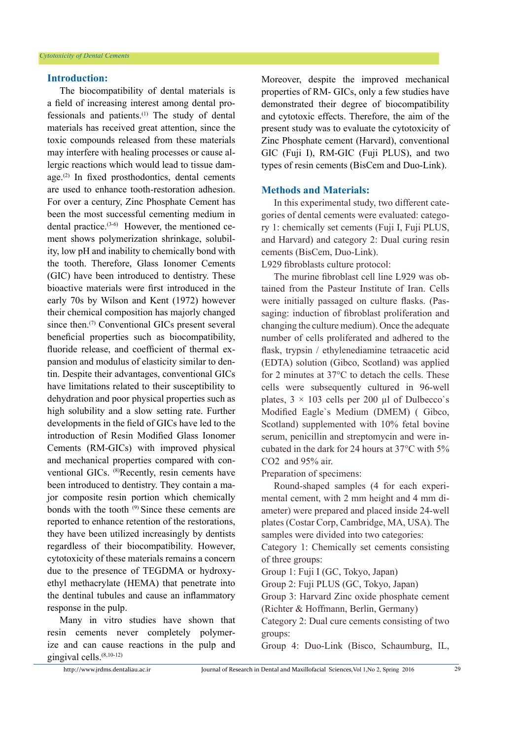## Introduction:

The biocompatibility of dental materials is a field of increasing interest among dental professionals and patients.[1] The study of dental materials has received great attention, since the toxic compounds released from these materials may interfere with healing processes or cause allergic reactions which would lead to tissue damage.[2] In fixed prosthodontics, dental cements are used to enhance tooth-restoration adhesion. For over a century, Zinc Phosphate Cement has been the most successful cementing medium in dental practice.[3-6] However, the mentioned cement shows polymerization shrinkage, solubility, low pH and inability to chemically bond with the tooth. Therefore, Glass Ionomer Cements (GIC) have been introduced to dentistry. These bioactive materials were first introduced in the early 70s by Wilson and Kent (1972) however their chemical composition has majorly changed since then.[7] Conventional GICs present several beneficial properties such as biocompatibility, fluoride release, and coefficient of thermal expansion and modulus of elasticity similar to dentin. Despite their advantages, conventional GICs have limitations related to their susceptibility to dehydration and poor physical properties such as high solubility and a slow setting rate. Further developments in the field of GICs have led to the introduction of Resin Modified Glass Ionomer Cements (RM-GICs) with improved physical and mechanical properties compared with conventional GICs. [8]Recently, resin cements have been introduced to dentistry. They contain a major composite resin portion which chemically bonds with the tooth [9] Since these cements are reported to enhance retention of the restorations, they have been utilized increasingly by dentists regardless of their biocompatibility. However, cytotoxicity of these materials remains a concern due to the presence of TEGDMA or hydroxyethyl methacrylate (HEMA) that penetrate into the dentinal tubules and cause an inflammatory response in the pulp.

Many in vitro studies have shown that resin cements never completely polymerize and can cause reactions in the pulp and gingival cells.[8,10-12] Moreover, despite the improved mechanical properties of RM- GICs, only a few studies have demonstrated their degree of biocompatibility and cytotoxic effects. Therefore, the aim of the present study was to evaluate the cytotoxicity of Zinc Phosphate cement (Harvard), conventional GIC (Fuji I), RM-GIC (Fuji PLUS), and two types of resin cements (BisCem and Duo-Link).

## Methods and Materials:

In this experimental study, two different categories of dental cements were evaluated: category 1: chemically set cements (Fuji I, Fuji PLUS, and Harvard) and category 2: Dual curing resin cements (BisCem, Duo-Link).

L929 fibroblasts culture protocol:

The murine fibroblast cell line L929 was obtained from the Pasteur Institute of Iran. Cells were initially passaged on culture flasks. (Passaging: induction of fibroblast proliferation and changing the culture medium). Once the adequate number of cells proliferated and adhered to the flask, trypsin / ethylenediamine tetraacetic acid (EDTA) solution (Gibco, Scotland) was applied for 2 minutes at 37°C to detach the cells. These cells were subsequently cultured in 96-well plates, 3 × 103 cells per 200 µl of Dulbecco`s Modified Eagle`s Medium (DMEM) ( Gibco, Scotland) supplemented with 10% fetal bovine serum, penicillin and streptomycin and were incubated in the dark for 24 hours at 37°C with 5% $CO_2$ and 95% air.

Preparation of specimens:

Round-shaped samples (4 for each experimental cement, with 2 mm height and 4 mm diameter) were prepared and placed inside 24-well plates (Costar Corp, Cambridge, MA, USA). The samples were divided into two categories:

Category 1: Chemically set cements consisting of three groups:

Group 1: Fuji I (GC, Tokyo, Japan)

Group 2: Fuji PLUS (GC, Tokyo, Japan)

Group 3: Harvard Zinc oxide phosphate cement (Richter & Hoffmann, Berlin, Germany)

Category 2: Dual cure cements consisting of two groups:

Group 4: Duo-Link (Bisco, Schaumburg, IL,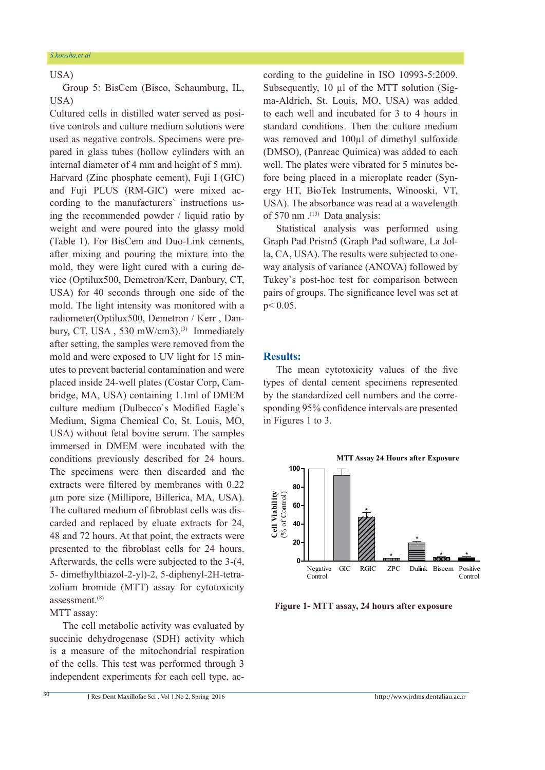USA)

Group 5: BisCem (Bisco, Schaumburg, IL, USA)

Cultured cells in distilled water served as positive controls and culture medium solutions were used as negative controls. Specimens were prepared in glass tubes (hollow cylinders with an internal diameter of 4 mm and height of 5 mm). Harvard (Zinc phosphate cement), Fuji I (GIC) and Fuji PLUS (RM-GIC) were mixed according to the manufacturers` instructions using the recommended powder / liquid ratio by weight and were poured into the glassy mold (Table 1). For BisCem and Duo-Link cements, after mixing and pouring the mixture into the mold, they were light cured with a curing device (Optilux500, Demetron/Kerr, Danbury, CT, USA) for 40 seconds through one side of the mold. The light intensity was monitored with a radiometer(Optilux500, Demetron / Kerr , Danbury, CT, USA , 530 mW/cm3).[3] Immediately after setting, the samples were removed from the mold and were exposed to UV light for 15 minutes to prevent bacterial contamination and were placed inside 24-well plates (Costar Corp, Cambridge, MA, USA) containing 1.1ml of DMEM culture medium (Dulbecco`s Modified Eagle`s Medium, Sigma Chemical Co, St. Louis, MO, USA) without fetal bovine serum. The samples immersed in DMEM were incubated with the conditions previously described for 24 hours. The specimens were then discarded and the extracts were filtered by membranes with 0.22 µm pore size (Millipore, Billerica, MA, USA). The cultured medium of fibroblast cells was discarded and replaced by eluate extracts for 24, 48 and 72 hours. At that point, the extracts were presented to the fibroblast cells for 24 hours. Afterwards, the cells were subjected to the 3-(4, 5- dimethylthiazol-2-yl)-2, 5-diphenyl-2H-tetrazolium bromide (MTT) assay for cytotoxicity assessment.[8]

MTT assay:

The cell metabolic activity was evaluated by succinic dehydrogenase (SDH) activity which is a measure of the mitochondrial respiration of the cells. This test was performed through 3 independent experiments for each cell type, according to the guideline in ISO 10993-5:2009. Subsequently, 10 µl of the MTT solution (Sigma-Aldrich, St. Louis, MO, USA) was added to each well and incubated for 3 to 4 hours in standard conditions. Then the culture medium was removed and 100µl of dimethyl sulfoxide (DMSO), (Panreac Quimica) was added to each well. The plates were vibrated for 5 minutes before being placed in a microplate reader (Synergy HT, BioTek Instruments, Winooski, VT, USA). The absorbance was read at a wavelength of 570 nm .[13] Data analysis:

Statistical analysis was performed using Graph Pad Prism5 (Graph Pad software, La Jolla, CA, USA). The results were subjected to one-way analysis of variance (ANOVA) followed by Tukey`s post-hoc test for comparison between pairs of groups. The significance level was set at $p < 0.05$.

## Results:

The mean cytotoxicity values of the five types of dental cement specimens represented by the standardized cell numbers and the corresponding 95% confidence intervals are presented in Figures 1 to 3.

**Figure 1- MTT assay, 24 hours after exposure**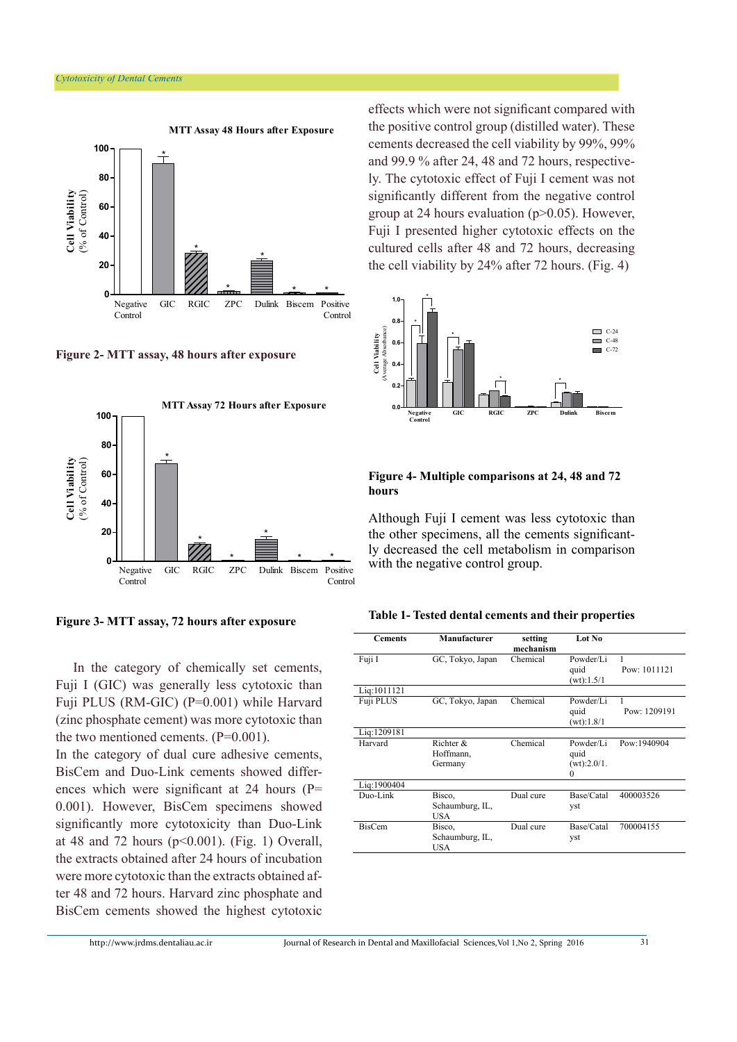**Figure 2- MTT assay, 48 hours after exposure**

**Figure 3- MTT assay, 72 hours after exposure**

In the category of chemically set cements, Fuji I (GIC) was generally less cytotoxic than Fuji PLUS (RM-GIC) (P=0.001) while Harvard (zinc phosphate cement) was more cytotoxic than the two mentioned cements. (P=0.001).

In the category of dual cure adhesive cements, BisCem and Duo-Link cements showed differences which were significant at 24 hours (P= 0.001). However, BisCem specimens showed significantly more cytotoxicity than Duo-Link at 48 and 72 hours (p<0.001). (Fig. 1) Overall, the extracts obtained after 24 hours of incubation were more cytotoxic than the extracts obtained after 48 and 72 hours. Harvard zinc phosphate and BisCem cements showed the highest cytotoxic effects which were not significant compared with the positive control group (distilled water). These cements decreased the cell viability by 99%, 99% and 99.9 % after 24, 48 and 72 hours, respectively. The cytotoxic effect of Fuji I cement was not significantly different from the negative control group at 24 hours evaluation (p>0.05). However, Fuji I presented higher cytotoxic effects on the cultured cells after 48 and 72 hours, decreasing the cell viability by 24% after 72 hours. (Fig. 4)

**Figure 4- Multiple comparisons at 24, 48 and 72 hours**

Although Fuji I cement was less cytotoxic than the other specimens, all the cements significantly decreased the cell metabolism in comparison with the negative control group.

**Table 1- Tested dental cements and their properties**

| Cements | Manufacturer | setting mechanism | Lot No | |
|---|---|---|---|---|
| Fuji I | GC, Tokyo, Japan | Chemical | Powder/Liquid (wt):1.5/1 | Pow: 1011121 Liq:1011121 |
| Fuji PLUS | GC, Tokyo, Japan | Chemical | Powder/Liquid (wt):1.8/1 | Pow: 1209191 Liq:1209181 |
| Harvard | Richter & Hoffmann, Germany | Chemical | Powder/Liquid (wt):2.0/1.0 | Pow:1940904 Liq:1900404 |
| Duo-Link | Bisco, Schaumburg, IL, USA | Dual cure | Base/Catalyst | 400003526 |
| BisCem | Bisco, Schaumburg, IL, USA | Dual cure | Base/Catalyst | 700004155 |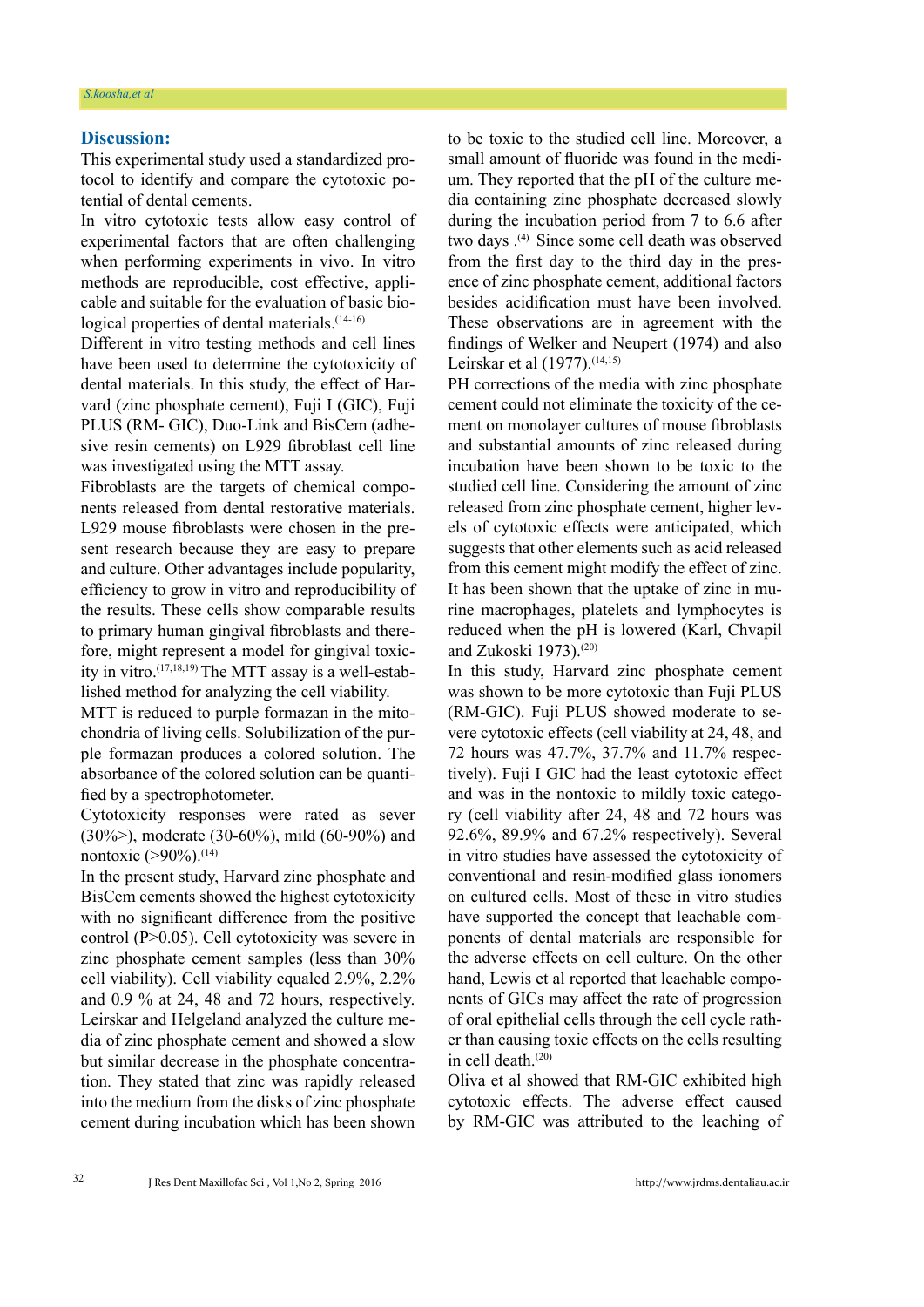## Discussion:

This experimental study used a standardized protocol to identify and compare the cytotoxic potential of dental cements.

In vitro cytotoxic tests allow easy control of experimental factors that are often challenging when performing experiments in vivo. In vitro methods are reproducible, cost effective, applicable and suitable for the evaluation of basic biological properties of dental materials.[14-16]

Different in vitro testing methods and cell lines have been used to determine the cytotoxicity of dental materials. In this study, the effect of Harvard (zinc phosphate cement), Fuji I (GIC), Fuji PLUS (RM- GIC), Duo-Link and BisCem (adhesive resin cements) on L929 fibroblast cell line was investigated using the MTT assay.

Fibroblasts are the targets of chemical components released from dental restorative materials. L929 mouse fibroblasts were chosen in the present research because they are easy to prepare and culture. Other advantages include popularity, efficiency to grow in vitro and reproducibility of the results. These cells show comparable results to primary human gingival fibroblasts and therefore, might represent a model for gingival toxicity in vitro.[17,18,19] The MTT assay is a well-established method for analyzing the cell viability.

MTT is reduced to purple formazan in the mitochondria of living cells. Solubilization of the purple formazan produces a colored solution. The absorbance of the colored solution can be quantified by a spectrophotometer.

Cytotoxicity responses were rated as sever (30%>), moderate (30-60%), mild (60-90%) and nontoxic (>90%).[14]

In the present study, Harvard zinc phosphate and BisCem cements showed the highest cytotoxicity with no significant difference from the positive control (P>0.05). Cell cytotoxicity was severe in zinc phosphate cement samples (less than 30% cell viability). Cell viability equaled 2.9%, 2.2% and 0.9 % at 24, 48 and 72 hours, respectively. Leirskar and Helgeland analyzed the culture media of zinc phosphate cement and showed a slow but similar decrease in the phosphate concentration. They stated that zinc was rapidly released into the medium from the disks of zinc phosphate cement during incubation which has been shown to be toxic to the studied cell line. Moreover, a small amount of fluoride was found in the medium. They reported that the pH of the culture media containing zinc phosphate decreased slowly during the incubation period from 7 to 6.6 after two days .[4] Since some cell death was observed from the first day to the third day in the presence of zinc phosphate cement, additional factors besides acidification must have been involved. These observations are in agreement with the findings of Welker and Neupert (1974) and also Leirskar et al (1977).[14,15]

PH corrections of the media with zinc phosphate cement could not eliminate the toxicity of the cement on monolayer cultures of mouse fibroblasts and substantial amounts of zinc released during incubation have been shown to be toxic to the studied cell line. Considering the amount of zinc released from zinc phosphate cement, higher levels of cytotoxic effects were anticipated, which suggests that other elements such as acid released from this cement might modify the effect of zinc. It has been shown that the uptake of zinc in murine macrophages, platelets and lymphocytes is reduced when the pH is lowered (Karl, Chvapil and Zukoski 1973).[20]

In this study, Harvard zinc phosphate cement was shown to be more cytotoxic than Fuji PLUS (RM-GIC). Fuji PLUS showed moderate to severe cytotoxic effects (cell viability at 24, 48, and 72 hours was 47.7%, 37.7% and 11.7% respectively). Fuji I GIC had the least cytotoxic effect and was in the nontoxic to mildly toxic category (cell viability after 24, 48 and 72 hours was 92.6%, 89.9% and 67.2% respectively). Several in vitro studies have assessed the cytotoxicity of conventional and resin-modified glass ionomers on cultured cells. Most of these in vitro studies have supported the concept that leachable components of dental materials are responsible for the adverse effects on cell culture. On the other hand, Lewis et al reported that leachable components of GICs may affect the rate of progression of oral epithelial cells through the cell cycle rather than causing toxic effects on the cells resulting in cell death.[20]

Oliva et al showed that RM-GIC exhibited high cytotoxic effects. The adverse effect caused by RM-GIC was attributed to the leaching of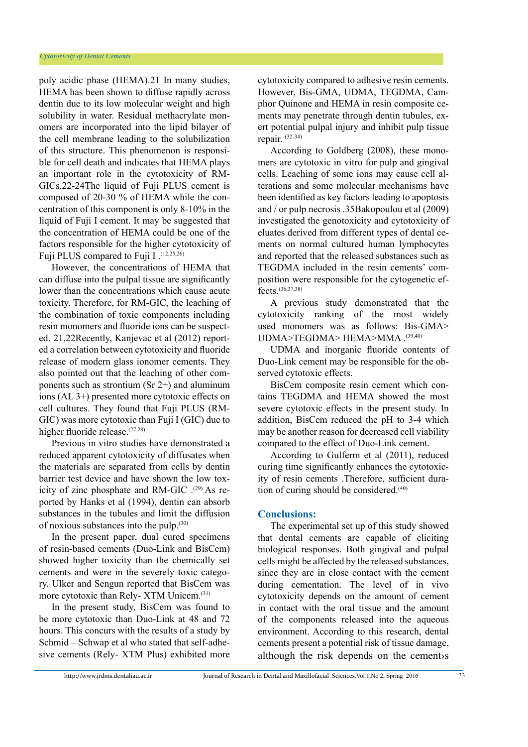poly acidic phase (HEMA).21 In many studies, HEMA has been shown to diffuse rapidly across dentin due to its low molecular weight and high solubility in water. Residual methacrylate monomers are incorporated into the lipid bilayer of the cell membrane leading to the solubilization of this structure. This phenomenon is responsible for cell death and indicates that HEMA plays an important role in the cytotoxicity of RM-GICs.22-24The liquid of Fuji PLUS cement is composed of 20-30 % of HEMA while the concentration of this component is only 8-10% in the liquid of Fuji I cement. It may be suggested that the concentration of HEMA could be one of the factors responsible for the higher cytotoxicity of Fuji PLUS compared to Fuji I .[12,25,26]

However, the concentrations of HEMA that can diffuse into the pulpal tissue are significantly lower than the concentrations which cause acute toxicity. Therefore, for RM-GIC, the leaching of the combination of toxic components including resin monomers and fluoride ions can be suspected. 21,22Recently, Kanjevac et al (2012) reported a correlation between cytotoxicity and fluoride release of modern glass ionomer cements. They also pointed out that the leaching of other components such as strontium (Sr 2+) and aluminum ions (AL 3+) presented more cytotoxic effects on cell cultures. They found that Fuji PLUS (RM-GIC) was more cytotoxic than Fuji I (GIC) due to higher fluoride release.[27,28]

Previous in vitro studies have demonstrated a reduced apparent cytotoxicity of diffusates when the materials are separated from cells by dentin barrier test device and have shown the low toxicity of zinc phosphate and RM-GIC .[29] As reported by Hanks et al (1994), dentin can absorb substances in the tubules and limit the diffusion of noxious substances into the pulp.[30]

In the present paper, dual cured specimens of resin-based cements (Duo-Link and BisCem) showed higher toxicity than the chemically set cements and were in the severely toxic category. Ulker and Sengun reported that BisCem was more cytotoxic than Rely- XTM Unicem.[31]

In the present study, BisCem was found to be more cytotoxic than Duo-Link at 48 and 72 hours. This concurs with the results of a study by Schmid – Schwap et al who stated that self-adhesive cements (Rely- XTM Plus) exhibited more cytotoxicity compared to adhesive resin cements. However, Bis-GMA, UDMA, TEGDMA, Camphor Quinone and HEMA in resin composite cements may penetrate through dentin tubules, exert potential pulpal injury and inhibit pulp tissue repair. [32-34]

According to Goldberg (2008), these monomers are cytotoxic in vitro for pulp and gingival cells. Leaching of some ions may cause cell alterations and some molecular mechanisms have been identified as key factors leading to apoptosis and / or pulp necrosis .35Bakopoulou et al (2009) investigated the genotoxicity and cytotoxicity of eluates derived from different types of dental cements on normal cultured human lymphocytes and reported that the released substances such as TEGDMA included in the resin cements' composition were responsible for the cytogenetic effects.[36,37,38]

A previous study demonstrated that the cytotoxicity ranking of the most widely used monomers was as follows: Bis-GMA> UDMA>TEGDMA> HEMA>MMA .[39,40]

UDMA and inorganic fluoride contents of Duo-Link cement may be responsible for the observed cytotoxic effects.

BisCem composite resin cement which contains TEGDMA and HEMA showed the most severe cytotoxic effects in the present study. In addition, BisCem reduced the pH to 3-4 which may be another reason for decreased cell viability compared to the effect of Duo-Link cement.

According to Gulferm et al (2011), reduced curing time significantly enhances the cytotoxicity of resin cements .Therefore, sufficient duration of curing should be considered.[40]

## Conclusions:

The experimental set up of this study showed that dental cements are capable of eliciting biological responses. Both gingival and pulpal cells might be affected by the released substances, since they are in close contact with the cement during cementation. The level of in vivo cytotoxicity depends on the amount of cement in contact with the oral tissue and the amount of the components released into the aqueous environment. According to this research, dental cements present a potential risk of tissue damage, although the risk depends on the cement›s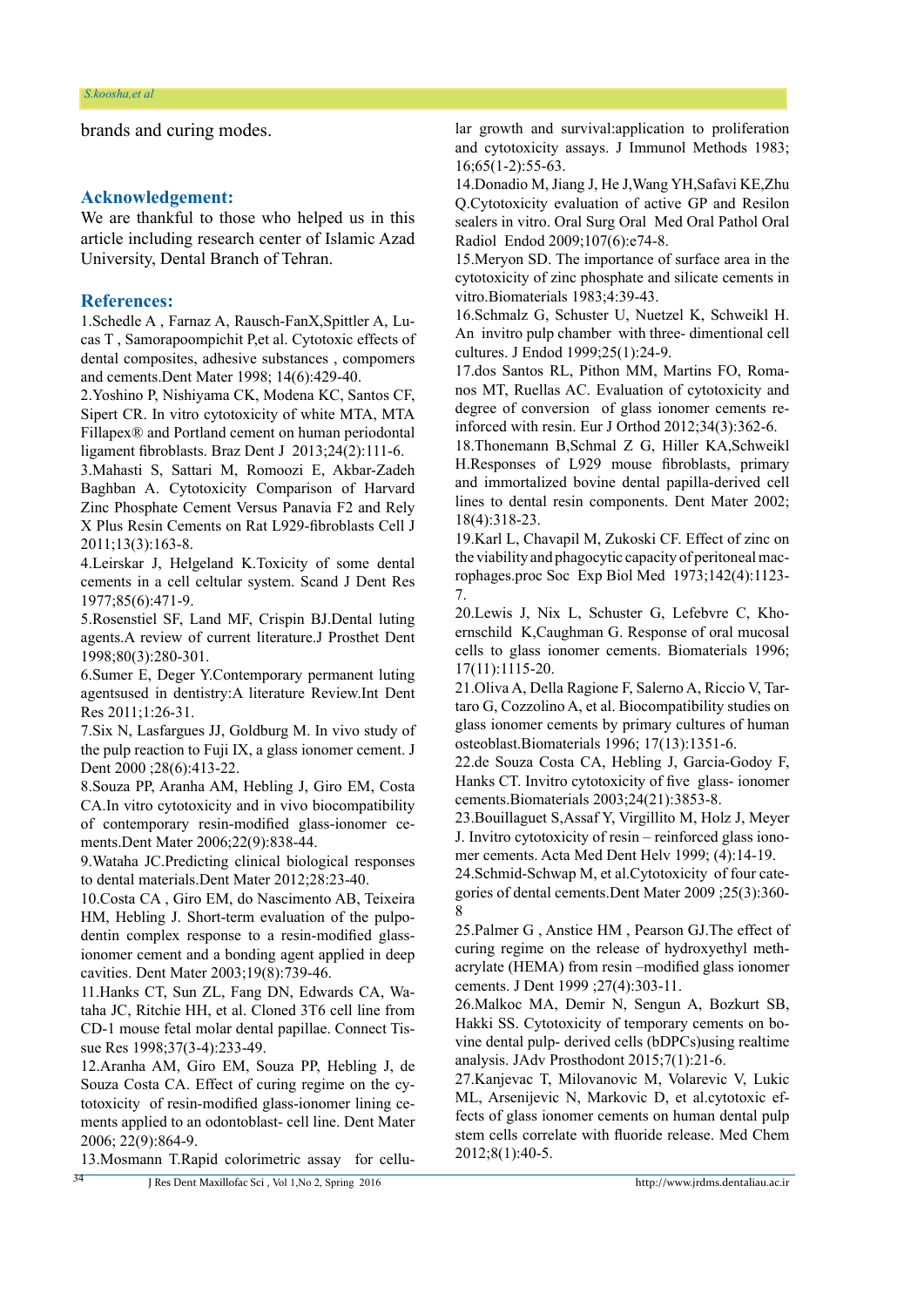brands and curing modes.

## Acknowledgement:

We are thankful to those who helped us in this article including research center of Islamic Azad University, Dental Branch of Tehran.

## References:

1.Schedle A , Farnaz A, Rausch-FanX,Spittler A, Lucas T , Samorapoompichit P,et al. Cytotoxic effects of dental composites, adhesive substances , compomers and cements.Dent Mater 1998; 14(6):429-40.

2.Yoshino P, Nishiyama CK, Modena KC, Santos CF, Sipert CR. In vitro cytotoxicity of white MTA, MTA Fillapex® and Portland cement on human periodontal ligament fibroblasts. Braz Dent J 2013;24(2):111-6.

3.Mahasti S, Sattari M, Romoozi E, Akbar-Zadeh Baghban A. Cytotoxicity Comparison of Harvard Zinc Phosphate Cement Versus Panavia F2 and Rely X Plus Resin Cements on Rat L929-fibroblasts Cell J 2011;13(3):163-8.

4.Leirskar J, Helgeland K.Toxicity of some dental cements in a cell celtular system. Scand J Dent Res 1977;85(6):471-9.

5.Rosenstiel SF, Land MF, Crispin BJ.Dental luting agents.A review of current literature.J Prosthet Dent 1998;80(3):280-301.

6.Sumer E, Deger Y.Contemporary permanent luting agentsused in dentistry:A literature Review.Int Dent Res 2011;1:26-31.

7.Six N, Lasfargues JJ, Goldburg M. In vivo study of the pulp reaction to Fuji IX, a glass ionomer cement. J Dent 2000 ;28(6):413-22.

8.Souza PP, Aranha AM, Hebling J, Giro EM, Costa CA.In vitro cytotoxicity and in vivo biocompatibility of contemporary resin-modified glass-ionomer cements.Dent Mater 2006;22(9):838-44.

9.Wataha JC.Predicting clinical biological responses to dental materials.Dent Mater 2012;28:23-40.

10.Costa CA , Giro EM, do Nascimento AB, Teixeira HM, Hebling J. Short-term evaluation of the pulpo-dentin complex response to a resin-modified glass-ionomer cement and a bonding agent applied in deep cavities. Dent Mater 2003;19(8):739-46.

11.Hanks CT, Sun ZL, Fang DN, Edwards CA, Wataha JC, Ritchie HH, et al. Cloned 3T6 cell line from CD-1 mouse fetal molar dental papillae. Connect Tissue Res 1998;37(3-4):233-49.

12.Aranha AM, Giro EM, Souza PP, Hebling J, de Souza Costa CA. Effect of curing regime on the cytotoxicity of resin-modified glass-ionomer lining cements applied to an odontoblast- cell line. Dent Mater 2006; 22(9):864-9.

13.Mosmann T.Rapid colorimetric assay for cellular growth and survival:application to proliferation and cytotoxicity assays. J Immunol Methods 1983; 16;65(1-2):55-63.

14.Donadio M, Jiang J, He J,Wang YH,Safavi KE,Zhu Q.Cytotoxicity evaluation of active GP and Resilon sealers in vitro. Oral Surg Oral Med Oral Pathol Oral Radiol Endod 2009;107(6):e74-8.

15.Meryon SD. The importance of surface area in the cytotoxicity of zinc phosphate and silicate cements in vitro.Biomaterials 1983;4:39-43.

16.Schmalz G, Schuster U, Nuetzel K, Schweikl H. An invitro pulp chamber with three- dimentional cell cultures. J Endod 1999;25(1):24-9.

17.dos Santos RL, Pithon MM, Martins FO, Romanos MT, Ruellas AC. Evaluation of cytotoxicity and degree of conversion of glass ionomer cements reinforced with resin. Eur J Orthod 2012;34(3):362-6.

18.Thonemann B,Schmal Z G, Hiller KA,Schweikl H.Responses of L929 mouse fibroblasts, primary and immortalized bovine dental papilla-derived cell lines to dental resin components. Dent Mater 2002; 18(4):318-23.

19.Karl L, Chavapil M, Zukoski CF. Effect of zinc on the viability and phagocytic capacity of peritoneal macrophages.proc Soc Exp Biol Med 1973;142(4):1123-7.

20.Lewis J, Nix L, Schuster G, Lefebvre C, Khoernschild K,Caughman G. Response of oral mucosal cells to glass ionomer cements. Biomaterials 1996; 17(11):1115-20.

21.Oliva A, Della Ragione F, Salerno A, Riccio V, Tartaro G, Cozzolino A, et al. Biocompatibility studies on glass ionomer cements by primary cultures of human osteoblast.Biomaterials 1996; 17(13):1351-6.

22.de Souza Costa CA, Hebling J, Garcia-Godoy F, Hanks CT. Invitro cytotoxicity of five glass- ionomer cements.Biomaterials 2003;24(21):3853-8.

23.Bouillaguet S,Assaf Y, Virgillito M, Holz J, Meyer J. Invitro cytotoxicity of resin – reinforced glass ionomer cements. Acta Med Dent Helv 1999; (4):14-19.

24.Schmid-Schwap M, et al.Cytotoxicity of four categories of dental cements.Dent Mater 2009 ;25(3):360-8

25.Palmer G , Anstice HM , Pearson GJ.The effect of curing regime on the release of hydroxyethyl methacrylate (HEMA) from resin –modified glass ionomer cements. J Dent 1999 ;27(4):303-11.

26.Malkoc MA, Demir N, Sengun A, Bozkurt SB, Hakki SS. Cytotoxicity of temporary cements on bovine dental pulp- derived cells (bDPCs)using realtime analysis. JAdv Prosthodont 2015;7(1):21-6.

27.Kanjevac T, Milovanovic M, Volarevic V, Lukic ML, Arsenijevic N, Markovic D, et al.cytotoxic effects of glass ionomer cements on human dental pulp stem cells correlate with fluoride release. Med Chem 2012;8(1):40-5.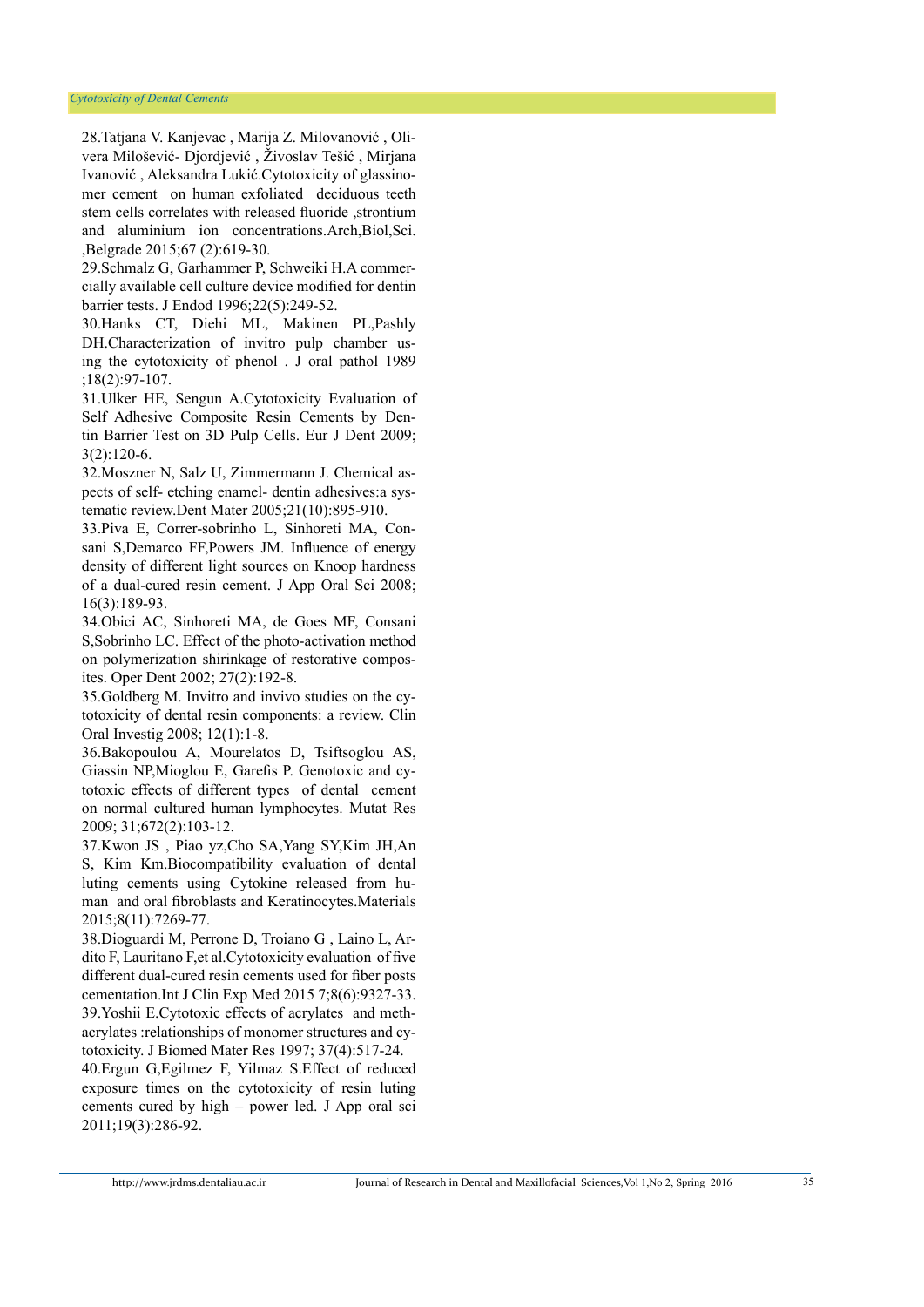28.Tatjana V. Kanjevac , Marija Z. Milovanović , Olivera Milošević- Djordjević , Živoslav Tešić , Mirjana Ivanović , Aleksandra Lukić.Cytotoxicity of glassinomer cement on human exfoliated deciduous teeth stem cells correlates with released fluoride ,strontium and aluminium ion concentrations.Arch,Biol,Sci. ,Belgrade 2015;67 (2):619-30.

29.Schmalz G, Garhammer P, Schweiki H.A commercially available cell culture device modified for dentin barrier tests. J Endod 1996;22(5):249-52.

30.Hanks CT, Diehi ML, Makinen PL,Pashly DH.Characterization of invitro pulp chamber using the cytotoxicity of phenol . J oral pathol 1989 ;18(2):97-107.

31.Ulker HE, Sengun A.Cytotoxicity Evaluation of Self Adhesive Composite Resin Cements by Dentin Barrier Test on 3D Pulp Cells. Eur J Dent 2009; 3(2):120-6.

32.Moszner N, Salz U, Zimmermann J. Chemical aspects of self- etching enamel- dentin adhesives:a systematic review.Dent Mater 2005;21(10):895-910.

33.Piva E, Correr-sobrinho L, Sinhoreti MA, Consani S,Demarco FF,Powers JM. Influence of energy density of different light sources on Knoop hardness of a dual-cured resin cement. J App Oral Sci 2008; 16(3):189-93.

34.Obici AC, Sinhoreti MA, de Goes MF, Consani S,Sobrinho LC. Effect of the photo-activation method on polymerization shirinkage of restorative composites. Oper Dent 2002; 27(2):192-8.

35.Goldberg M. Invitro and invivo studies on the cytotoxicity of dental resin components: a review. Clin Oral Investig 2008; 12(1):1-8.

36.Bakopoulou A, Mourelatos D, Tsiftsoglou AS, Giassin NP,Mioglou E, Garefis P. Genotoxic and cytotoxic effects of different types of dental cement on normal cultured human lymphocytes. Mutat Res 2009; 31;672(2):103-12.

37.Kwon JS , Piao yz,Cho SA,Yang SY,Kim JH,An S, Kim Km.Biocompatibility evaluation of dental luting cements using Cytokine released from human and oral fibroblasts and Keratinocytes.Materials 2015;8(11):7269-77.

38.Dioguardi M, Perrone D, Troiano G , Laino L, Ardito F, Lauritano F,et al.Cytotoxicity evaluation of five different dual-cured resin cements used for fiber posts cementation.Int J Clin Exp Med 2015 7;8(6):9327-33.

39.Yoshii E.Cytotoxic effects of acrylates and methacrylates :relationships of monomer structures and cytotoxicity. J Biomed Mater Res 1997; 37(4):517-24.

40.Ergun G,Egilmez F, Yilmaz S.Effect of reduced exposure times on the cytotoxicity of resin luting cements cured by high – power led. J App oral sci 2011;19(3):286-92.